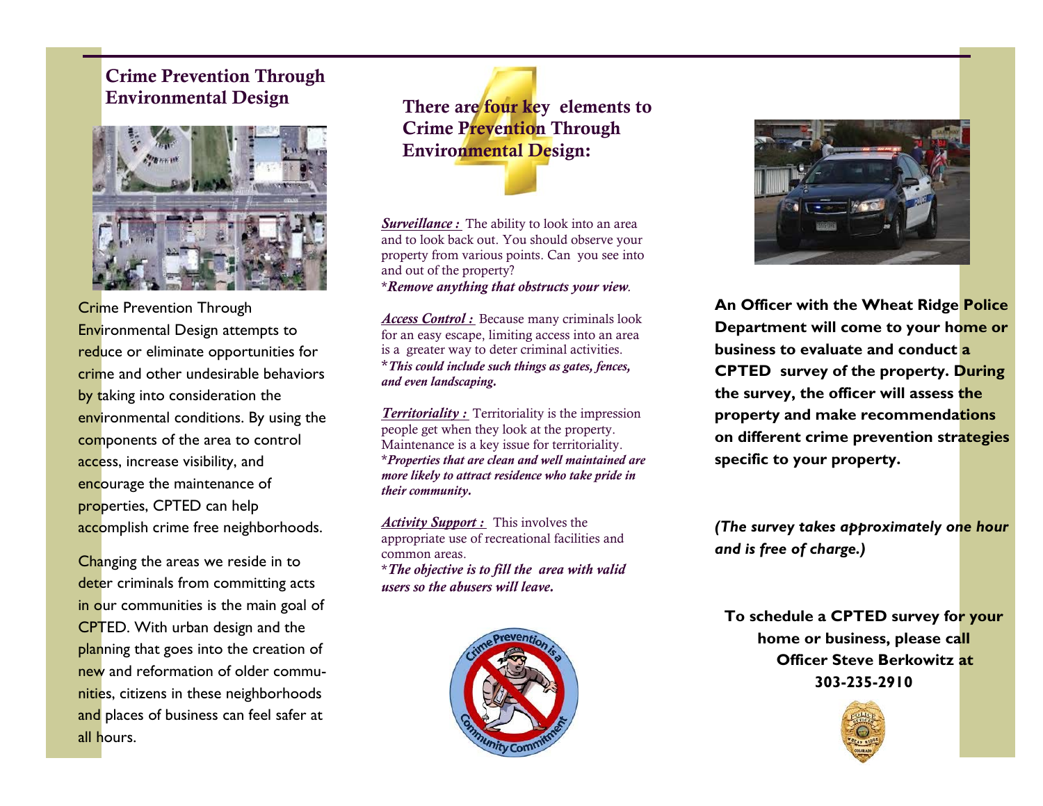## Crime Prevention Through Environmental Design

Crime Prevention Through Environmental Design attempts to reduce or eliminate opportunities for crime and other undesirable behaviors by taking into consideration the environmental conditions. By using the components of the area to control access, increase visibility, and encourage the maintenance of properties, CPTED can help accomplish crime free neighborhoods.

Changing the areas we reside in to deter criminals from committing acts in our communities is the main goal of CPTED. With urban design and the planning that goes into the creation of new and reformation of older communities, citizens in these neighborhoods and places of business can feel safer at all hours.

## There are four key elements to Crime Prevention Through Environmental Design:

***Surveillance :*** The ability to look into an area and to look back out. You should observe your property from various points. Can you see into and out of the property?
****Remove anything that obstructs your view.***

***Access Control :*** Because many criminals look for an easy escape, limiting access into an area is a greater way to deter criminal activities.
****This could include such things as gates, fences, and even landscaping.***

***Territoriality :*** Territoriality is the impression people get when they look at the property. Maintenance is a key issue for territoriality.
****Properties that are clean and well maintained are more likely to attract residence who take pride in their community.***

***Activity Support :*** This involves the appropriate use of recreational facilities and common areas.
****The objective is to fill the area with valid users so the abusers will leave.***

Crime Prevention is a Community Commitment

**An Officer with the Wheat Ridge Police Department will come to your home or business to evaluate and conduct a CPTED survey of the property. During the survey, the officer will assess the property and make recommendations on different crime prevention strategies specific to your property.**

***(The survey takes approximately one hour and is free of charge.)***

**To schedule a CPTED survey for your home or business, please call Officer Steve Berkowitz at 303-235-2910**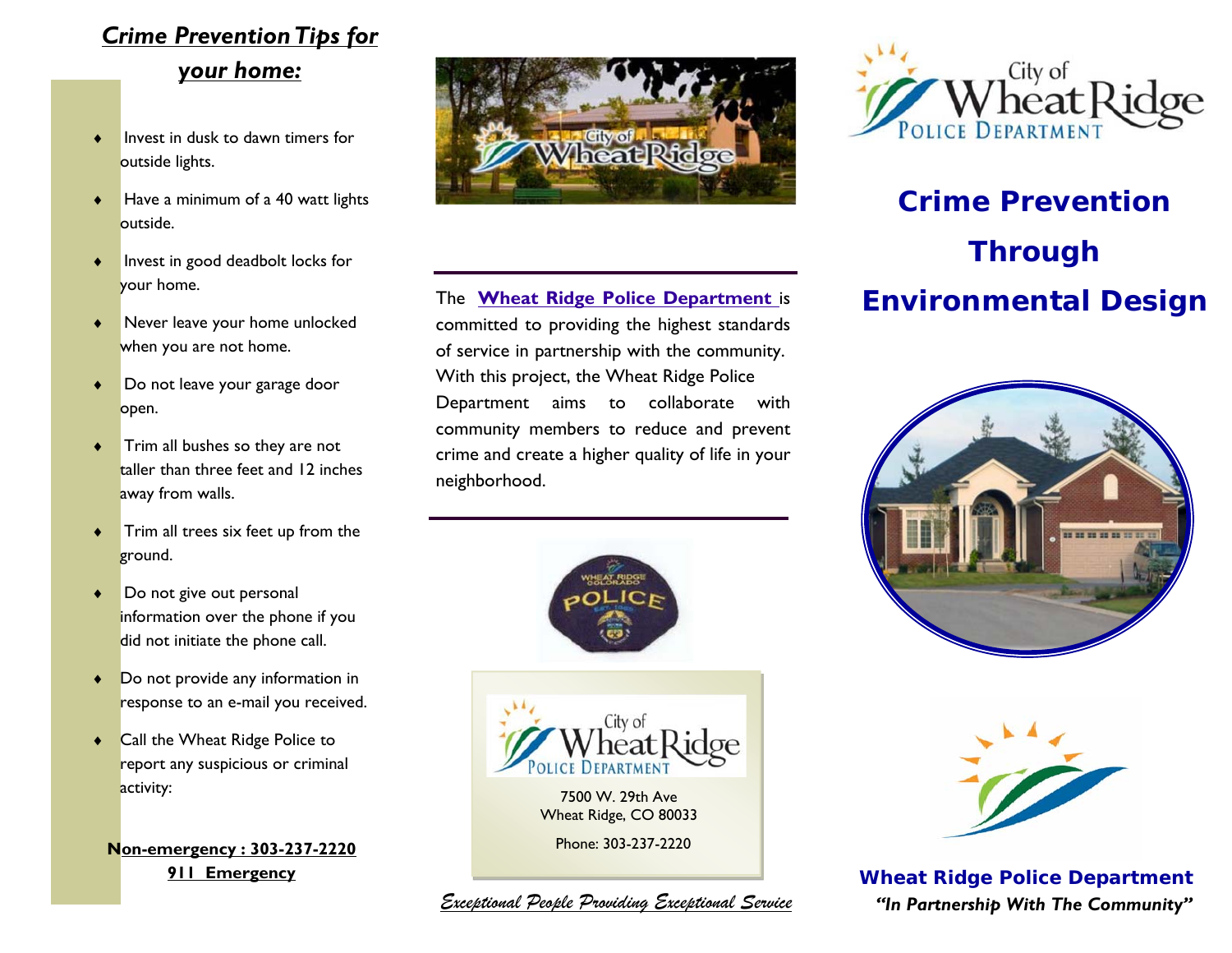## *Crime Prevention Tips for your home:*

- Invest in dusk to dawn timers for outside lights.
- Have a minimum of a 40 watt lights outside.
- Invest in good deadbolt locks for your home.
- Never leave your home unlocked when you are not home.
- Do not leave your garage door open.
- Trim all bushes so they are not taller than three feet and 12 inches away from walls.
- Trim all trees six feet up from the ground.
- Do not give out personal information over the phone if you did not initiate the phone call.
- Do not provide any information in response to an e-mail you received.
- Call the Wheat Ridge Police to report any suspicious or criminal activity:

**Non-emergency : 303-237-2220**
**911 Emergency**

The **Wheat Ridge Police Department** is committed to providing the highest standards of service in partnership with the community. With this project, the Wheat Ridge Police Department aims to collaborate with community members to reduce and prevent crime and create a higher quality of life in your neighborhood.

City of Wheat Ridge Police Department
7500 W. 29th Ave
Wheat Ridge, CO 80033
Phone: 303-237-2220

*Exceptional People Providing Exceptional Service*

City of Wheat Ridge Police Department

# Crime Prevention Through Environmental Design

**Wheat Ridge Police Department**
***"In Partnership With The Community"***